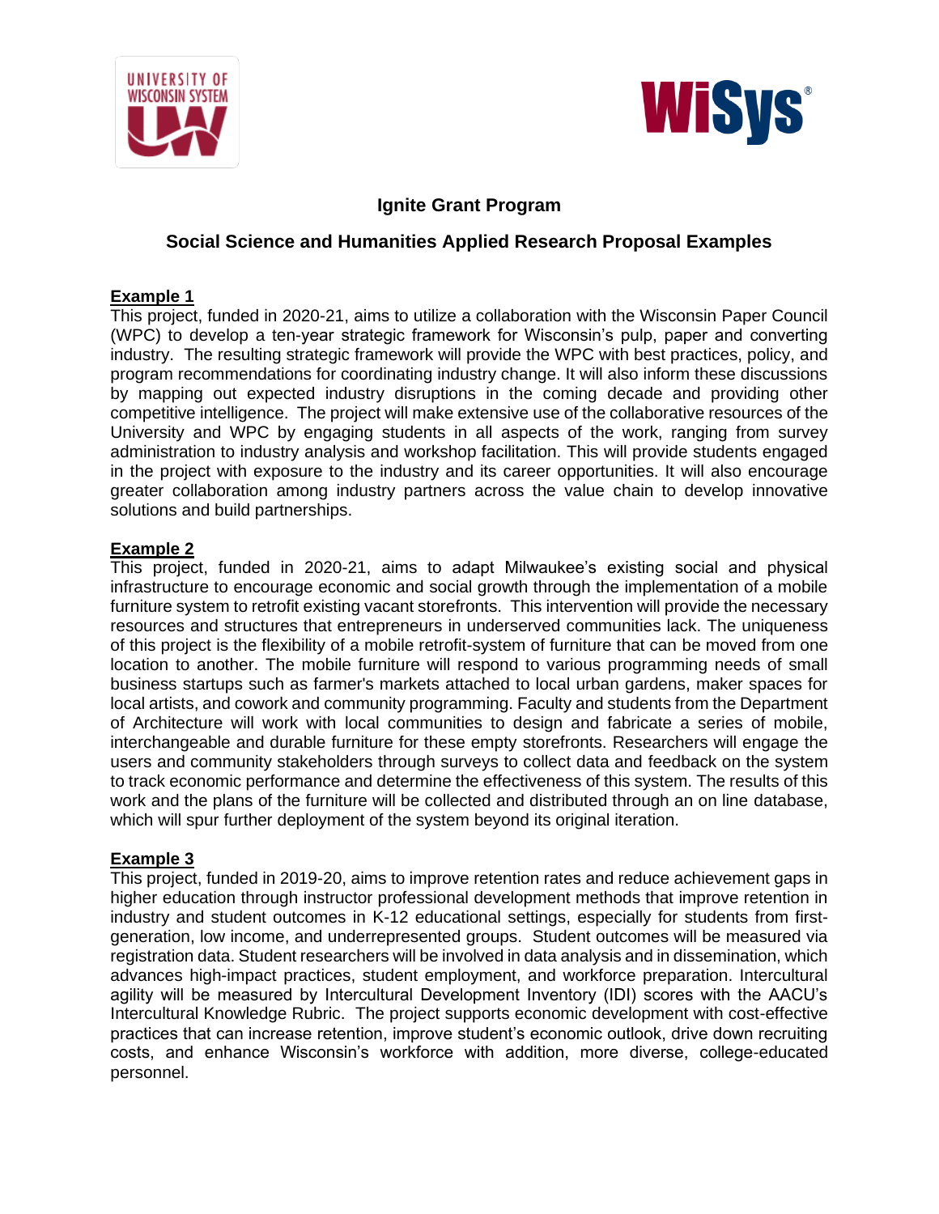# Ignite Grant Program

## Social Science and Humanities Applied Research Proposal Examples

**Example 1**

This project, funded in 2020-21, aims to utilize a collaboration with the Wisconsin Paper Council (WPC) to develop a ten-year strategic framework for Wisconsin's pulp, paper and converting industry. The resulting strategic framework will provide the WPC with best practices, policy, and program recommendations for coordinating industry change. It will also inform these discussions by mapping out expected industry disruptions in the coming decade and providing other competitive intelligence. The project will make extensive use of the collaborative resources of the University and WPC by engaging students in all aspects of the work, ranging from survey administration to industry analysis and workshop facilitation. This will provide students engaged in the project with exposure to the industry and its career opportunities. It will also encourage greater collaboration among industry partners across the value chain to develop innovative solutions and build partnerships.

**Example 2**

This project, funded in 2020-21, aims to adapt Milwaukee's existing social and physical infrastructure to encourage economic and social growth through the implementation of a mobile furniture system to retrofit existing vacant storefronts. This intervention will provide the necessary resources and structures that entrepreneurs in underserved communities lack. The uniqueness of this project is the flexibility of a mobile retrofit-system of furniture that can be moved from one location to another. The mobile furniture will respond to various programming needs of small business startups such as farmer's markets attached to local urban gardens, maker spaces for local artists, and cowork and community programming. Faculty and students from the Department of Architecture will work with local communities to design and fabricate a series of mobile, interchangeable and durable furniture for these empty storefronts. Researchers will engage the users and community stakeholders through surveys to collect data and feedback on the system to track economic performance and determine the effectiveness of this system. The results of this work and the plans of the furniture will be collected and distributed through an on line database, which will spur further deployment of the system beyond its original iteration.

**Example 3**

This project, funded in 2019-20, aims to improve retention rates and reduce achievement gaps in higher education through instructor professional development methods that improve retention in industry and student outcomes in K-12 educational settings, especially for students from first-generation, low income, and underrepresented groups. Student outcomes will be measured via registration data. Student researchers will be involved in data analysis and in dissemination, which advances high-impact practices, student employment, and workforce preparation. Intercultural agility will be measured by Intercultural Development Inventory (IDI) scores with the AACU's Intercultural Knowledge Rubric. The project supports economic development with cost-effective practices that can increase retention, improve student's economic outlook, drive down recruiting costs, and enhance Wisconsin's workforce with addition, more diverse, college-educated personnel.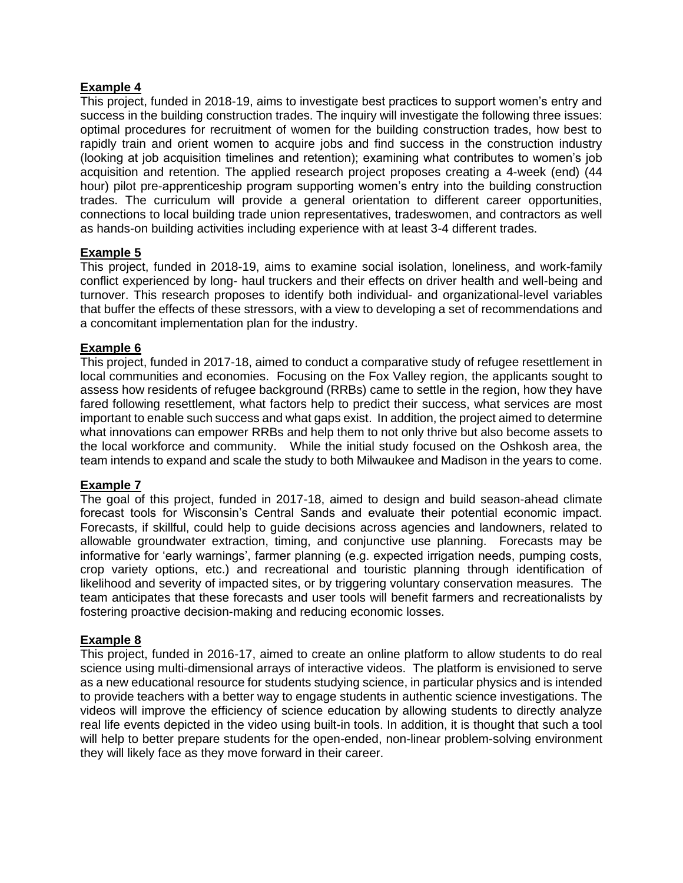**Example 4**

This project, funded in 2018-19, aims to investigate best practices to support women's entry and success in the building construction trades. The inquiry will investigate the following three issues: optimal procedures for recruitment of women for the building construction trades, how best to rapidly train and orient women to acquire jobs and find success in the construction industry (looking at job acquisition timelines and retention); examining what contributes to women's job acquisition and retention. The applied research project proposes creating a 4-week (end) (44 hour) pilot pre-apprenticeship program supporting women's entry into the building construction trades. The curriculum will provide a general orientation to different career opportunities, connections to local building trade union representatives, tradeswomen, and contractors as well as hands-on building activities including experience with at least 3-4 different trades.

**Example 5**

This project, funded in 2018-19, aims to examine social isolation, loneliness, and work-family conflict experienced by long- haul truckers and their effects on driver health and well-being and turnover. This research proposes to identify both individual- and organizational-level variables that buffer the effects of these stressors, with a view to developing a set of recommendations and a concomitant implementation plan for the industry.

**Example 6**

This project, funded in 2017-18, aimed to conduct a comparative study of refugee resettlement in local communities and economies. Focusing on the Fox Valley region, the applicants sought to assess how residents of refugee background (RRBs) came to settle in the region, how they have fared following resettlement, what factors help to predict their success, what services are most important to enable such success and what gaps exist. In addition, the project aimed to determine what innovations can empower RRBs and help them to not only thrive but also become assets to the local workforce and community. While the initial study focused on the Oshkosh area, the team intends to expand and scale the study to both Milwaukee and Madison in the years to come.

**Example 7**

The goal of this project, funded in 2017-18, aimed to design and build season-ahead climate forecast tools for Wisconsin's Central Sands and evaluate their potential economic impact. Forecasts, if skillful, could help to guide decisions across agencies and landowners, related to allowable groundwater extraction, timing, and conjunctive use planning. Forecasts may be informative for 'early warnings', farmer planning (e.g. expected irrigation needs, pumping costs, crop variety options, etc.) and recreational and touristic planning through identification of likelihood and severity of impacted sites, or by triggering voluntary conservation measures. The team anticipates that these forecasts and user tools will benefit farmers and recreationalists by fostering proactive decision-making and reducing economic losses.

**Example 8**

This project, funded in 2016-17, aimed to create an online platform to allow students to do real science using multi-dimensional arrays of interactive videos. The platform is envisioned to serve as a new educational resource for students studying science, in particular physics and is intended to provide teachers with a better way to engage students in authentic science investigations. The videos will improve the efficiency of science education by allowing students to directly analyze real life events depicted in the video using built-in tools. In addition, it is thought that such a tool will help to better prepare students for the open-ended, non-linear problem-solving environment they will likely face as they move forward in their career.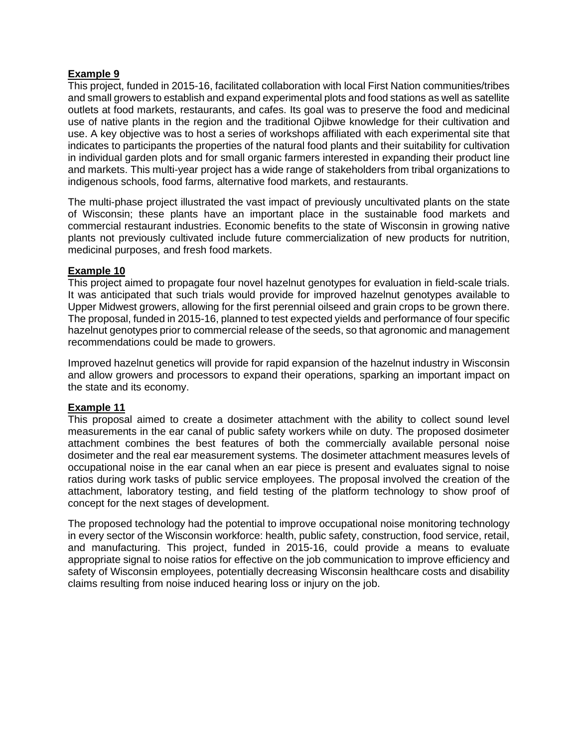**Example 9**

This project, funded in 2015-16, facilitated collaboration with local First Nation communities/tribes and small growers to establish and expand experimental plots and food stations as well as satellite outlets at food markets, restaurants, and cafes. Its goal was to preserve the food and medicinal use of native plants in the region and the traditional Ojibwe knowledge for their cultivation and use. A key objective was to host a series of workshops affiliated with each experimental site that indicates to participants the properties of the natural food plants and their suitability for cultivation in individual garden plots and for small organic farmers interested in expanding their product line and markets. This multi-year project has a wide range of stakeholders from tribal organizations to indigenous schools, food farms, alternative food markets, and restaurants.

The multi-phase project illustrated the vast impact of previously uncultivated plants on the state of Wisconsin; these plants have an important place in the sustainable food markets and commercial restaurant industries. Economic benefits to the state of Wisconsin in growing native plants not previously cultivated include future commercialization of new products for nutrition, medicinal purposes, and fresh food markets.

**Example 10**

This project aimed to propagate four novel hazelnut genotypes for evaluation in field-scale trials. It was anticipated that such trials would provide for improved hazelnut genotypes available to Upper Midwest growers, allowing for the first perennial oilseed and grain crops to be grown there. The proposal, funded in 2015-16, planned to test expected yields and performance of four specific hazelnut genotypes prior to commercial release of the seeds, so that agronomic and management recommendations could be made to growers.

Improved hazelnut genetics will provide for rapid expansion of the hazelnut industry in Wisconsin and allow growers and processors to expand their operations, sparking an important impact on the state and its economy.

**Example 11**

This proposal aimed to create a dosimeter attachment with the ability to collect sound level measurements in the ear canal of public safety workers while on duty. The proposed dosimeter attachment combines the best features of both the commercially available personal noise dosimeter and the real ear measurement systems. The dosimeter attachment measures levels of occupational noise in the ear canal when an ear piece is present and evaluates signal to noise ratios during work tasks of public service employees. The proposal involved the creation of the attachment, laboratory testing, and field testing of the platform technology to show proof of concept for the next stages of development.

The proposed technology had the potential to improve occupational noise monitoring technology in every sector of the Wisconsin workforce: health, public safety, construction, food service, retail, and manufacturing. This project, funded in 2015-16, could provide a means to evaluate appropriate signal to noise ratios for effective on the job communication to improve efficiency and safety of Wisconsin employees, potentially decreasing Wisconsin healthcare costs and disability claims resulting from noise induced hearing loss or injury on the job.